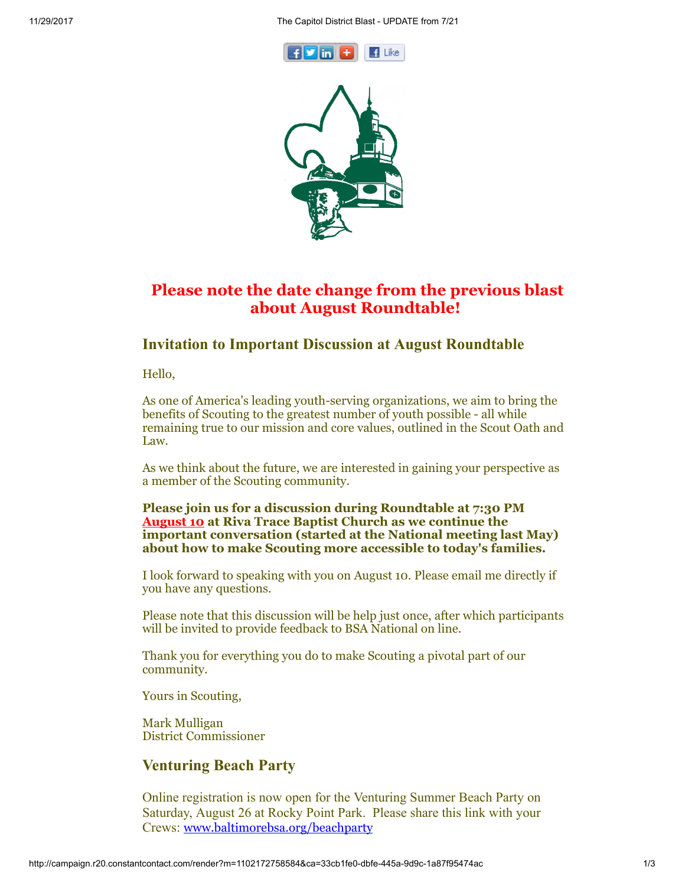## Please note the date change from the previous blast about August Roundtable!

### Invitation to Important Discussion at August Roundtable

Hello,

As one of America's leading youth-serving organizations, we aim to bring the benefits of Scouting to the greatest number of youth possible - all while remaining true to our mission and core values, outlined in the Scout Oath and Law.

As we think about the future, we are interested in gaining your perspective as a member of the Scouting community.

**Please join us for a discussion during Roundtable at 7:30 PM August 10 at Riva Trace Baptist Church as we continue the important conversation (started at the National meeting last May) about how to make Scouting more accessible to today's families.**

I look forward to speaking with you on August 10. Please email me directly if you have any questions.

Please note that this discussion will be help just once, after which participants will be invited to provide feedback to BSA National on line.

Thank you for everything you do to make Scouting a pivotal part of our community.

Yours in Scouting,

Mark Mulligan
District Commissioner

### Venturing Beach Party

Online registration is now open for the Venturing Summer Beach Party on Saturday, August 26 at Rocky Point Park. Please share this link with your Crews: www.baltimorebsa.org/beachparty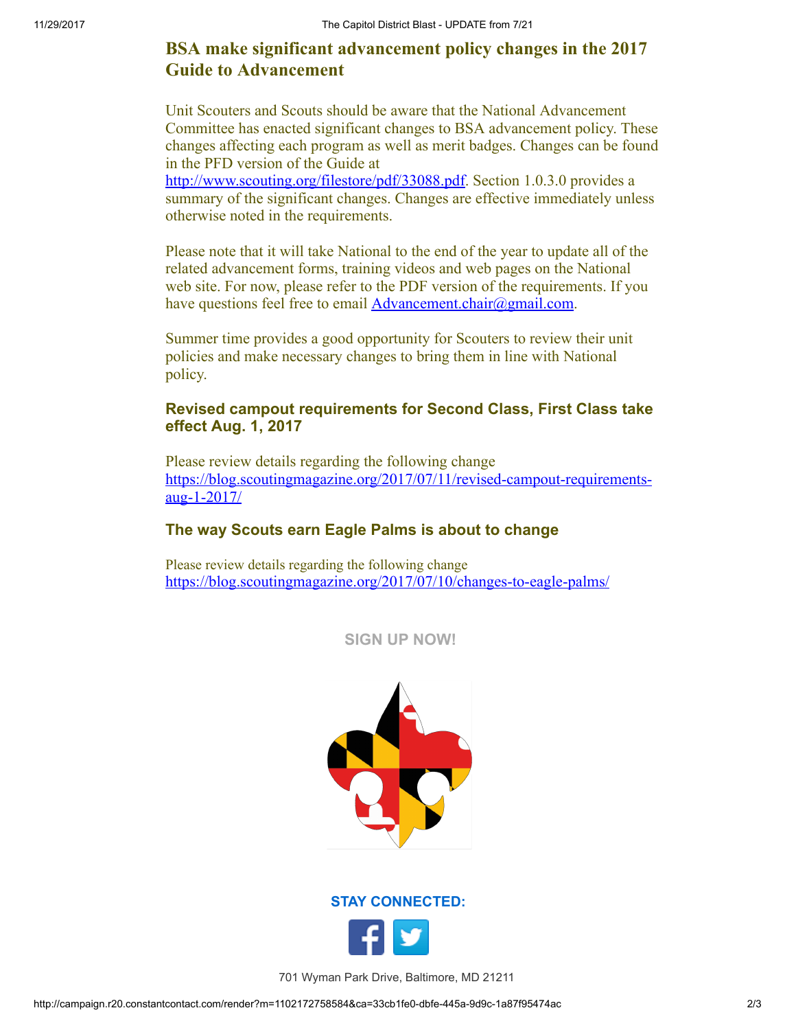## BSA make significant advancement policy changes in the 2017 Guide to Advancement

Unit Scouters and Scouts should be aware that the National Advancement Committee has enacted significant changes to BSA advancement policy. These changes affecting each program as well as merit badges. Changes can be found in the PFD version of the Guide at http://www.scouting.org/filestore/pdf/33088.pdf. Section 1.0.3.0 provides a summary of the significant changes. Changes are effective immediately unless otherwise noted in the requirements.

Please note that it will take National to the end of the year to update all of the related advancement forms, training videos and web pages on the National web site. For now, please refer to the PDF version of the requirements. If you have questions feel free to email Advancement.chair@gmail.com.

Summer time provides a good opportunity for Scouters to review their unit policies and make necessary changes to bring them in line with National policy.

### Revised campout requirements for Second Class, First Class take effect Aug. 1, 2017

Please review details regarding the following change
https://blog.scoutingmagazine.org/2017/07/11/revised-campout-requirements-aug-1-2017/

### The way Scouts earn Eagle Palms is about to change

Please review details regarding the following change
https://blog.scoutingmagazine.org/2017/07/10/changes-to-eagle-palms/

**SIGN UP NOW!**

**STAY CONNECTED:**

701 Wyman Park Drive, Baltimore, MD 21211